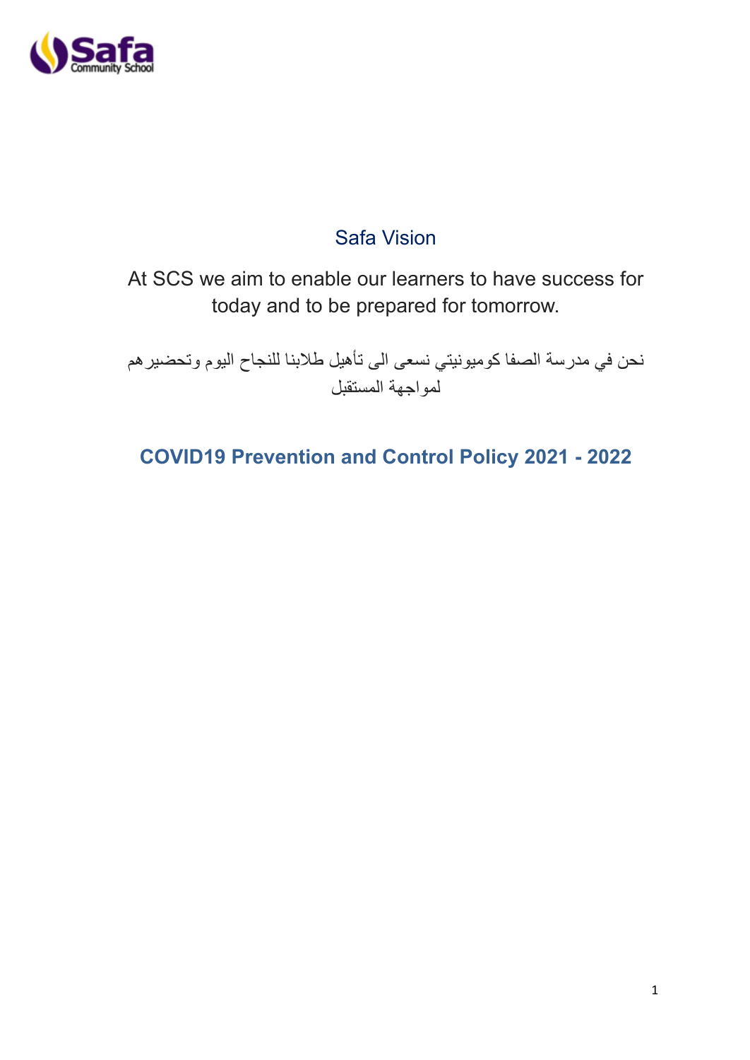## Safa Vision

At SCS we aim to enable our learners to have success for today and to be prepared for tomorrow.

نحن في مدرسة الصفا كوميونيتي نسعى الى تأهيل طلابنا للنجاح اليوم وتحضيرهم لمواجهة المستقبل

# COVID19 Prevention and Control Policy 2021 - 2022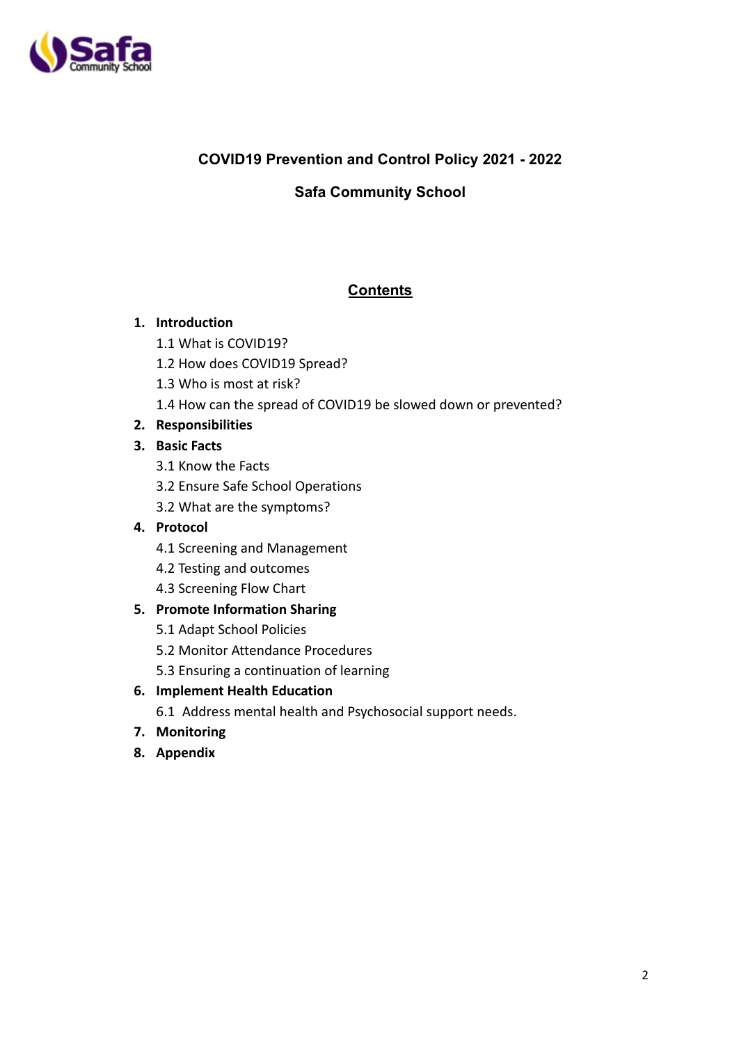**COVID19 Prevention and Control Policy 2021 - 2022**

**Safa Community School**

## Contents

1. **Introduction**
   - 1.1 What is COVID19?
   - 1.2 How does COVID19 Spread?
   - 1.3 Who is most at risk?
   - 1.4 How can the spread of COVID19 be slowed down or prevented?
2. **Responsibilities**
3. **Basic Facts**
   - 3.1 Know the Facts
   - 3.2 Ensure Safe School Operations
   - 3.2 What are the symptoms?
4. **Protocol**
   - 4.1 Screening and Management
   - 4.2 Testing and outcomes
   - 4.3 Screening Flow Chart
5. **Promote Information Sharing**
   - 5.1 Adapt School Policies
   - 5.2 Monitor Attendance Procedures
   - 5.3 Ensuring a continuation of learning
6. **Implement Health Education**
   - 6.1 Address mental health and Psychosocial support needs.
7. **Monitoring**
8. **Appendix**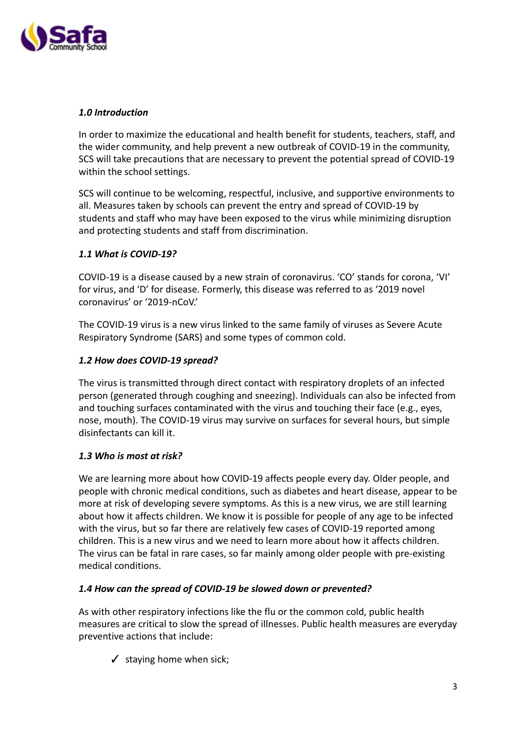### *1.0 Introduction*

In order to maximize the educational and health benefit for students, teachers, staff, and the wider community, and help prevent a new outbreak of COVID-19 in the community, SCS will take precautions that are necessary to prevent the potential spread of COVID-19 within the school settings.

SCS will continue to be welcoming, respectful, inclusive, and supportive environments to all. Measures taken by schools can prevent the entry and spread of COVID-19 by students and staff who may have been exposed to the virus while minimizing disruption and protecting students and staff from discrimination.

### *1.1 What is COVID-19?*

COVID-19 is a disease caused by a new strain of coronavirus. 'CO' stands for corona, 'VI' for virus, and 'D' for disease. Formerly, this disease was referred to as '2019 novel coronavirus' or '2019-nCoV.'

The COVID-19 virus is a new virus linked to the same family of viruses as Severe Acute Respiratory Syndrome (SARS) and some types of common cold.

### *1.2 How does COVID-19 spread?*

The virus is transmitted through direct contact with respiratory droplets of an infected person (generated through coughing and sneezing). Individuals can also be infected from and touching surfaces contaminated with the virus and touching their face (e.g., eyes, nose, mouth). The COVID-19 virus may survive on surfaces for several hours, but simple disinfectants can kill it.

### *1.3 Who is most at risk?*

We are learning more about how COVID-19 affects people every day. Older people, and people with chronic medical conditions, such as diabetes and heart disease, appear to be more at risk of developing severe symptoms. As this is a new virus, we are still learning about how it affects children. We know it is possible for people of any age to be infected with the virus, but so far there are relatively few cases of COVID-19 reported among children. This is a new virus and we need to learn more about how it affects children. The virus can be fatal in rare cases, so far mainly among older people with pre-existing medical conditions.

### *1.4 How can the spread of COVID-19 be slowed down or prevented?*

As with other respiratory infections like the flu or the common cold, public health measures are critical to slow the spread of illnesses. Public health measures are everyday preventive actions that include:

- ✓ staying home when sick;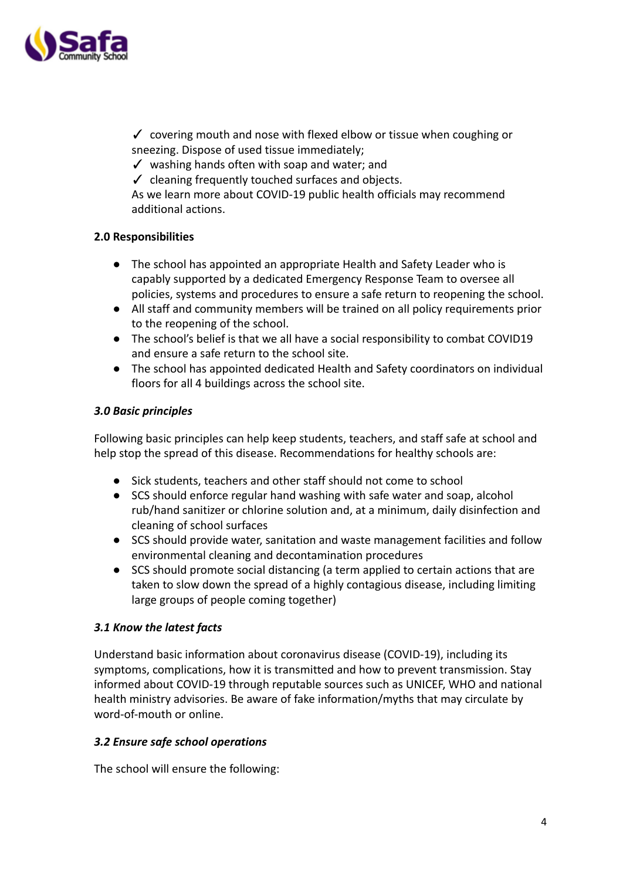✓ covering mouth and nose with flexed elbow or tissue when coughing or sneezing. Dispose of used tissue immediately;
✓ washing hands often with soap and water; and
✓ cleaning frequently touched surfaces and objects.
As we learn more about COVID-19 public health officials may recommend additional actions.

**2.0 Responsibilities**

- The school has appointed an appropriate Health and Safety Leader who is capably supported by a dedicated Emergency Response Team to oversee all policies, systems and procedures to ensure a safe return to reopening the school.
- All staff and community members will be trained on all policy requirements prior to the reopening of the school.
- The school's belief is that we all have a social responsibility to combat COVID19 and ensure a safe return to the school site.
- The school has appointed dedicated Health and Safety coordinators on individual floors for all 4 buildings across the school site.

***3.0 Basic principles***

Following basic principles can help keep students, teachers, and staff safe at school and help stop the spread of this disease. Recommendations for healthy schools are:

- Sick students, teachers and other staff should not come to school
- SCS should enforce regular hand washing with safe water and soap, alcohol rub/hand sanitizer or chlorine solution and, at a minimum, daily disinfection and cleaning of school surfaces
- SCS should provide water, sanitation and waste management facilities and follow environmental cleaning and decontamination procedures
- SCS should promote social distancing (a term applied to certain actions that are taken to slow down the spread of a highly contagious disease, including limiting large groups of people coming together)

***3.1 Know the latest facts***

Understand basic information about coronavirus disease (COVID-19), including its symptoms, complications, how it is transmitted and how to prevent transmission. Stay informed about COVID-19 through reputable sources such as UNICEF, WHO and national health ministry advisories. Be aware of fake information/myths that may circulate by word-of-mouth or online.

***3.2 Ensure safe school operations***

The school will ensure the following: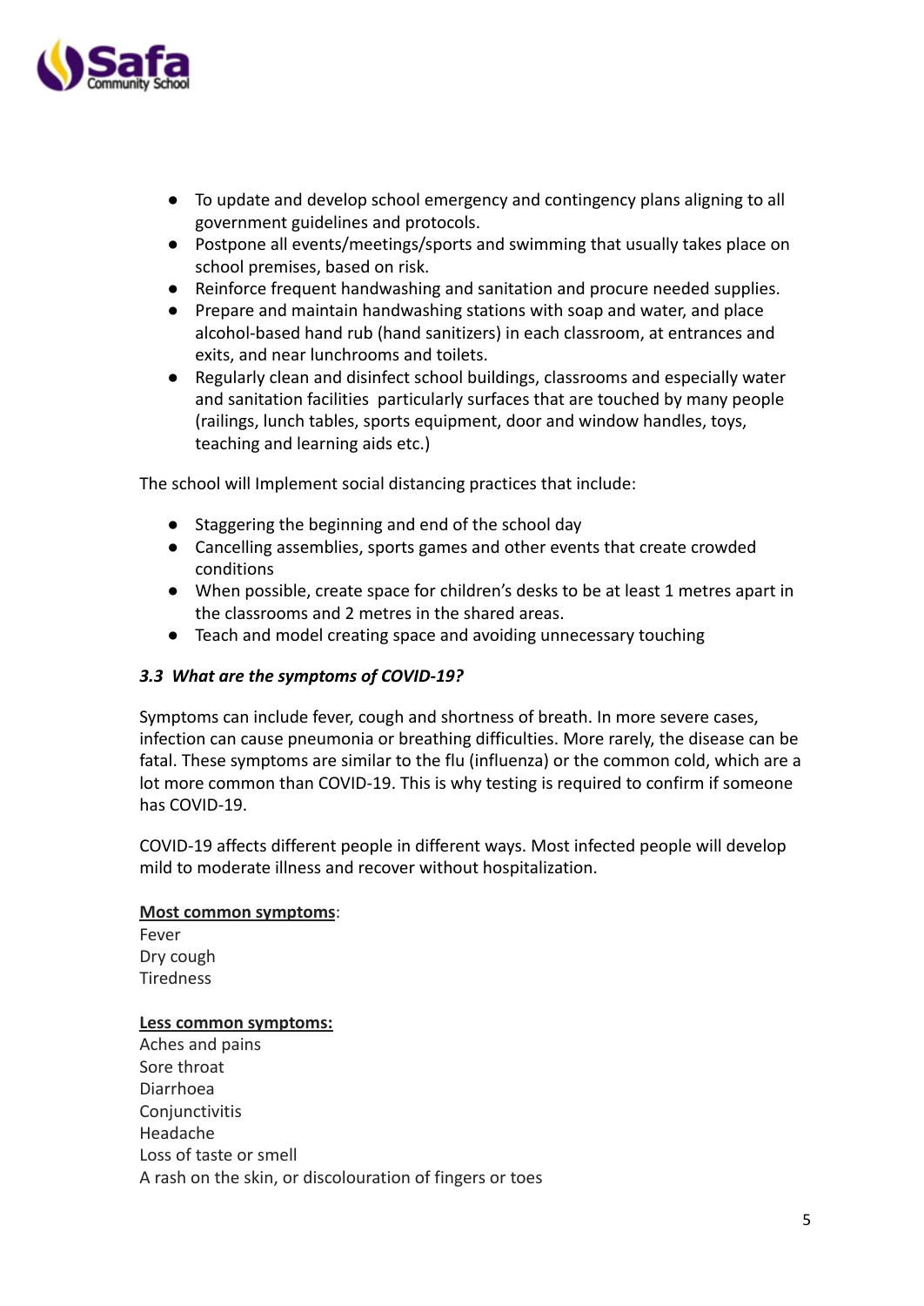- To update and develop school emergency and contingency plans aligning to all government guidelines and protocols.
- Postpone all events/meetings/sports and swimming that usually takes place on school premises, based on risk.
- Reinforce frequent handwashing and sanitation and procure needed supplies.
- Prepare and maintain handwashing stations with soap and water, and place alcohol-based hand rub (hand sanitizers) in each classroom, at entrances and exits, and near lunchrooms and toilets.
- Regularly clean and disinfect school buildings, classrooms and especially water and sanitation facilities particularly surfaces that are touched by many people (railings, lunch tables, sports equipment, door and window handles, toys, teaching and learning aids etc.)

The school will Implement social distancing practices that include:

- Staggering the beginning and end of the school day
- Cancelling assemblies, sports games and other events that create crowded conditions
- When possible, create space for children's desks to be at least 1 metres apart in the classrooms and 2 metres in the shared areas.
- Teach and model creating space and avoiding unnecessary touching

### *3.3 What are the symptoms of COVID-19?*

Symptoms can include fever, cough and shortness of breath. In more severe cases, infection can cause pneumonia or breathing difficulties. More rarely, the disease can be fatal. These symptoms are similar to the flu (influenza) or the common cold, which are a lot more common than COVID-19. This is why testing is required to confirm if someone has COVID-19.

COVID-19 affects different people in different ways. Most infected people will develop mild to moderate illness and recover without hospitalization.

<u>**Most common symptoms**</u>:

Fever
Dry cough
Tiredness

<u>**Less common symptoms:**</u>

Aches and pains
Sore throat
Diarrhoea
Conjunctivitis
Headache
Loss of taste or smell
A rash on the skin, or discolouration of fingers or toes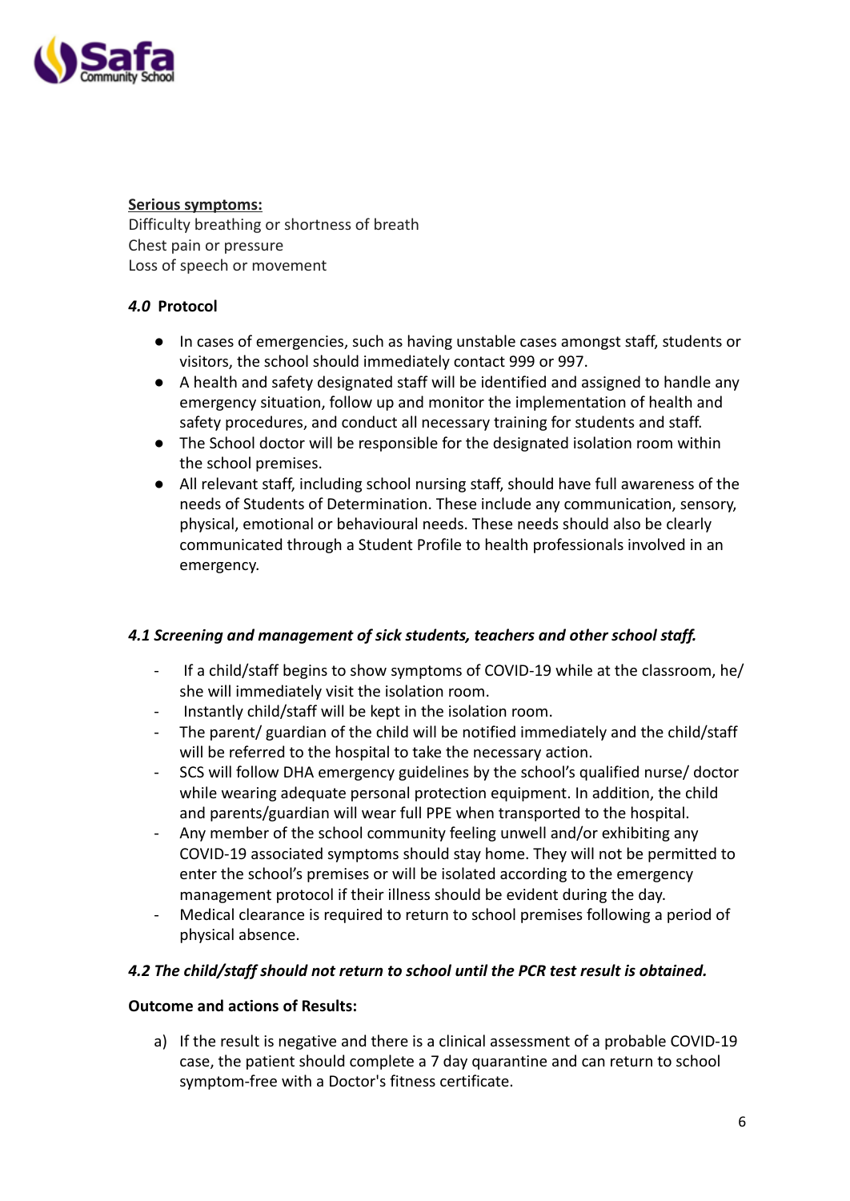**<u>Serious symptoms:</u>**
Difficulty breathing or shortness of breath
Chest pain or pressure
Loss of speech or movement

### *4.0* Protocol

- In cases of emergencies, such as having unstable cases amongst staff, students or visitors, the school should immediately contact 999 or 997.
- A health and safety designated staff will be identified and assigned to handle any emergency situation, follow up and monitor the implementation of health and safety procedures, and conduct all necessary training for students and staff.
- The School doctor will be responsible for the designated isolation room within the school premises.
- All relevant staff, including school nursing staff, should have full awareness of the needs of Students of Determination. These include any communication, sensory, physical, emotional or behavioural needs. These needs should also be clearly communicated through a Student Profile to health professionals involved in an emergency.

### *4.1 Screening and management of sick students, teachers and other school staff.*

- If a child/staff begins to show symptoms of COVID-19 while at the classroom, he/ she will immediately visit the isolation room.
- Instantly child/staff will be kept in the isolation room.
- The parent/ guardian of the child will be notified immediately and the child/staff will be referred to the hospital to take the necessary action.
- SCS will follow DHA emergency guidelines by the school's qualified nurse/ doctor while wearing adequate personal protection equipment. In addition, the child and parents/guardian will wear full PPE when transported to the hospital.
- Any member of the school community feeling unwell and/or exhibiting any COVID-19 associated symptoms should stay home. They will not be permitted to enter the school's premises or will be isolated according to the emergency management protocol if their illness should be evident during the day.
- Medical clearance is required to return to school premises following a period of physical absence.

### *4.2 The child/staff should not return to school until the PCR test result is obtained.*

**Outcome and actions of Results:**

a) If the result is negative and there is a clinical assessment of a probable COVID-19 case, the patient should complete a 7 day quarantine and can return to school symptom-free with a Doctor's fitness certificate.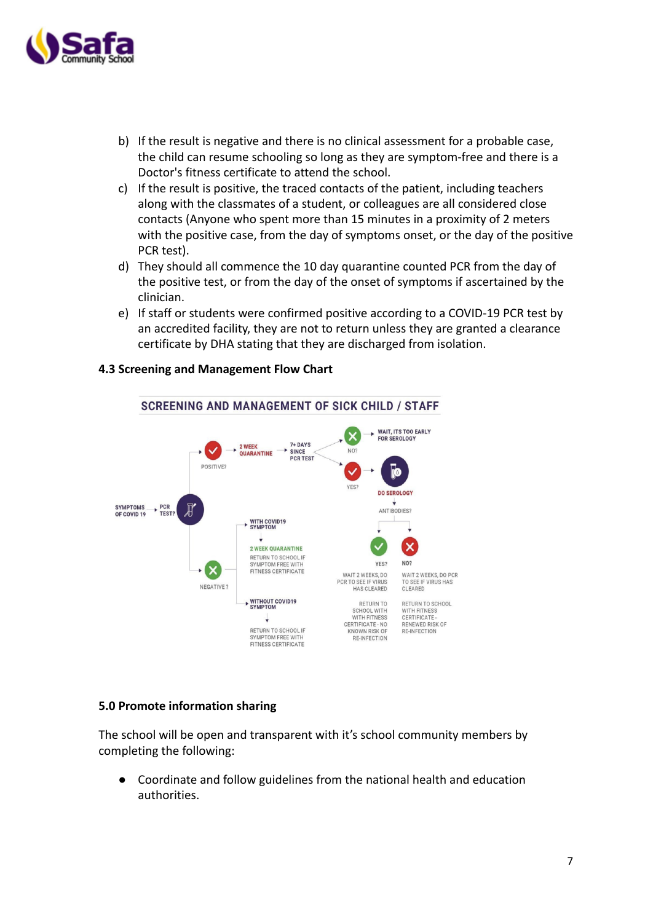b) If the result is negative and there is no clinical assessment for a probable case, the child can resume schooling so long as they are symptom-free and there is a Doctor's fitness certificate to attend the school.

c) If the result is positive, the traced contacts of the patient, including teachers along with the classmates of a student, or colleagues are all considered close contacts (Anyone who spent more than 15 minutes in a proximity of 2 meters with the positive case, from the day of symptoms onset, or the day of the positive PCR test).

d) They should all commence the 10 day quarantine counted PCR from the day of the positive test, or from the day of the onset of symptoms if ascertained by the clinician.

e) If staff or students were confirmed positive according to a COVID-19 PCR test by an accredited facility, they are not to return unless they are granted a clearance certificate by DHA stating that they are discharged from isolation.

### 4.3 Screening and Management Flow Chart

SCREENING AND MANAGEMENT OF SICK CHILD / STAFF

SYMPTOMS OF COVID 19 → PCR TEST?

- POSITIVE? → 2 WEEK QUARANTINE → 7+ DAYS SINCE PCR TEST
  - NO? → WAIT, ITS TOO EARLY FOR SEROLOGY
  - YES? → DO SEROLOGY → ANTIBODIES?
    - YES? → WAIT 2 WEEKS, DO PCR TO SEE IF VIRUS HAS CLEARED → RETURN TO SCHOOL WITH FITNESS CERTIFICATE - NO KNOWN RISK OF RE-INFECTION
    - NO? → WAIT 2 WEEKS, DO PCR TO SEE IF VIRUS HAS CLEARED → RETURN TO SCHOOL WITH FITNESS CERTIFICATE - RENEWED RISK OF RE-INFECTION
- NEGATIVE?
  - WITH COVID19 SYMPTOM → 2 WEEK QUARANTINE → RETURN TO SCHOOL IF SYMPTOM FREE WITH FITNESS CERTIFICATE
  - WITHOUT COVID19 SYMPTOM → RETURN TO SCHOOL IF SYMPTOM FREE WITH FITNESS CERTIFICATE

## 5.0 Promote information sharing

The school will be open and transparent with it's school community members by completing the following:

- Coordinate and follow guidelines from the national health and education authorities.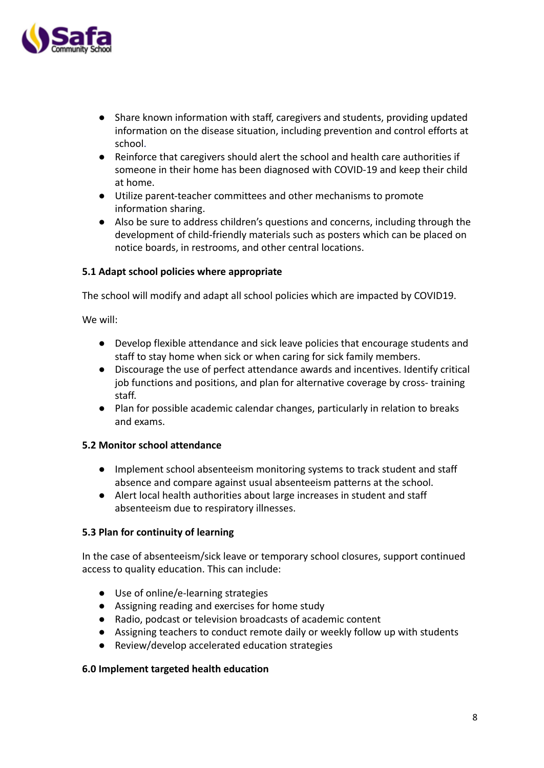- Share known information with staff, caregivers and students, providing updated information on the disease situation, including prevention and control efforts at school.
- Reinforce that caregivers should alert the school and health care authorities if someone in their home has been diagnosed with COVID-19 and keep their child at home.
- Utilize parent-teacher committees and other mechanisms to promote information sharing.
- Also be sure to address children's questions and concerns, including through the development of child-friendly materials such as posters which can be placed on notice boards, in restrooms, and other central locations.

**5.1 Adapt school policies where appropriate**

The school will modify and adapt all school policies which are impacted by COVID19.

We will:

- Develop flexible attendance and sick leave policies that encourage students and staff to stay home when sick or when caring for sick family members.
- Discourage the use of perfect attendance awards and incentives. Identify critical job functions and positions, and plan for alternative coverage by cross- training staff.
- Plan for possible academic calendar changes, particularly in relation to breaks and exams.

**5.2 Monitor school attendance**

- Implement school absenteeism monitoring systems to track student and staff absence and compare against usual absenteeism patterns at the school.
- Alert local health authorities about large increases in student and staff absenteeism due to respiratory illnesses.

**5.3 Plan for continuity of learning**

In the case of absenteeism/sick leave or temporary school closures, support continued access to quality education. This can include:

- Use of online/e-learning strategies
- Assigning reading and exercises for home study
- Radio, podcast or television broadcasts of academic content
- Assigning teachers to conduct remote daily or weekly follow up with students
- Review/develop accelerated education strategies

**6.0 Implement targeted health education**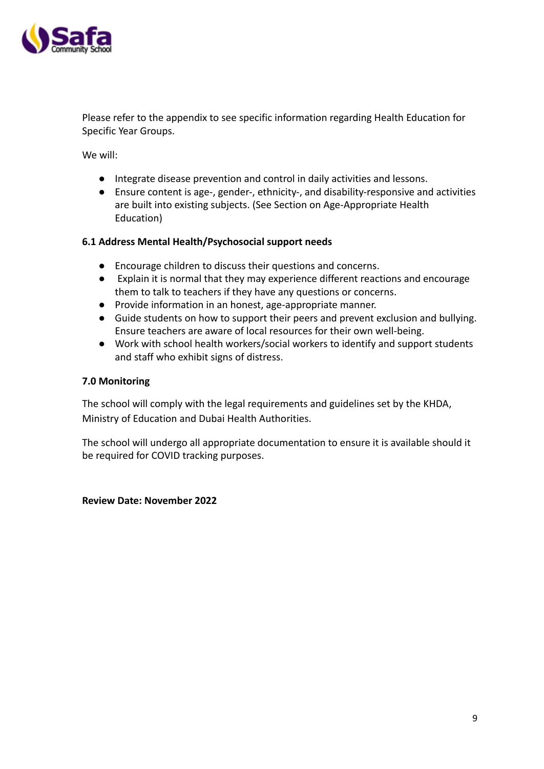Please refer to the appendix to see specific information regarding Health Education for Specific Year Groups.

We will:

- Integrate disease prevention and control in daily activities and lessons.
- Ensure content is age-, gender-, ethnicity-, and disability-responsive and activities are built into existing subjects. (See Section on Age-Appropriate Health Education)

**6.1 Address Mental Health/Psychosocial support needs**

- Encourage children to discuss their questions and concerns.
- Explain it is normal that they may experience different reactions and encourage them to talk to teachers if they have any questions or concerns.
- Provide information in an honest, age-appropriate manner.
- Guide students on how to support their peers and prevent exclusion and bullying. Ensure teachers are aware of local resources for their own well-being.
- Work with school health workers/social workers to identify and support students and staff who exhibit signs of distress.

**7.0 Monitoring**

The school will comply with the legal requirements and guidelines set by the KHDA, Ministry of Education and Dubai Health Authorities.

The school will undergo all appropriate documentation to ensure it is available should it be required for COVID tracking purposes.

**Review Date: November 2022**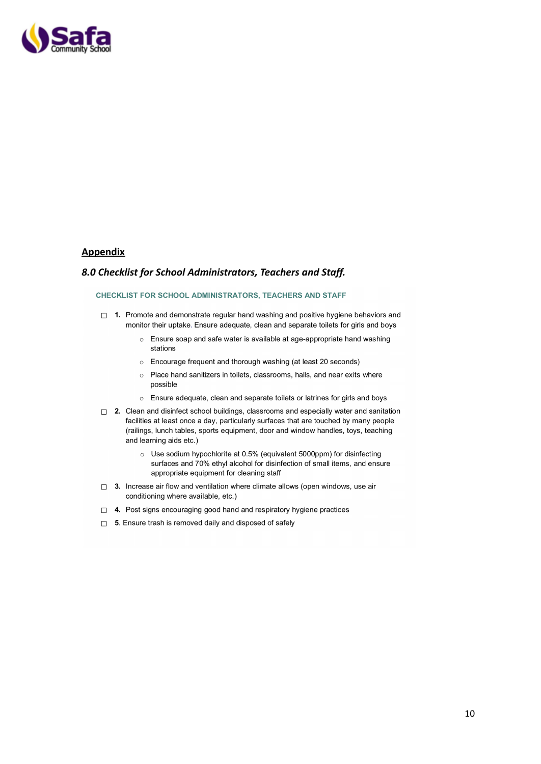**Appendix**

## *8.0 Checklist for School Administrators, Teachers and Staff.*

### CHECKLIST FOR SCHOOL ADMINISTRATORS, TEACHERS AND STAFF

- ☐ **1.** Promote and demonstrate regular hand washing and positive hygiene behaviors and monitor their uptake. Ensure adequate, clean and separate toilets for girls and boys
  - Ensure soap and safe water is available at age-appropriate hand washing stations
  - Encourage frequent and thorough washing (at least 20 seconds)
  - Place hand sanitizers in toilets, classrooms, halls, and near exits where possible
  - Ensure adequate, clean and separate toilets or latrines for girls and boys
- ☐ **2.** Clean and disinfect school buildings, classrooms and especially water and sanitation facilities at least once a day, particularly surfaces that are touched by many people (railings, lunch tables, sports equipment, door and window handles, toys, teaching and learning aids etc.)
  - Use sodium hypochlorite at 0.5% (equivalent 5000ppm) for disinfecting surfaces and 70% ethyl alcohol for disinfection of small items, and ensure appropriate equipment for cleaning staff
- ☐ **3.** Increase air flow and ventilation where climate allows (open windows, use air conditioning where available, etc.)
- ☐ **4.** Post signs encouraging good hand and respiratory hygiene practices
- ☐ **5**. Ensure trash is removed daily and disposed of safely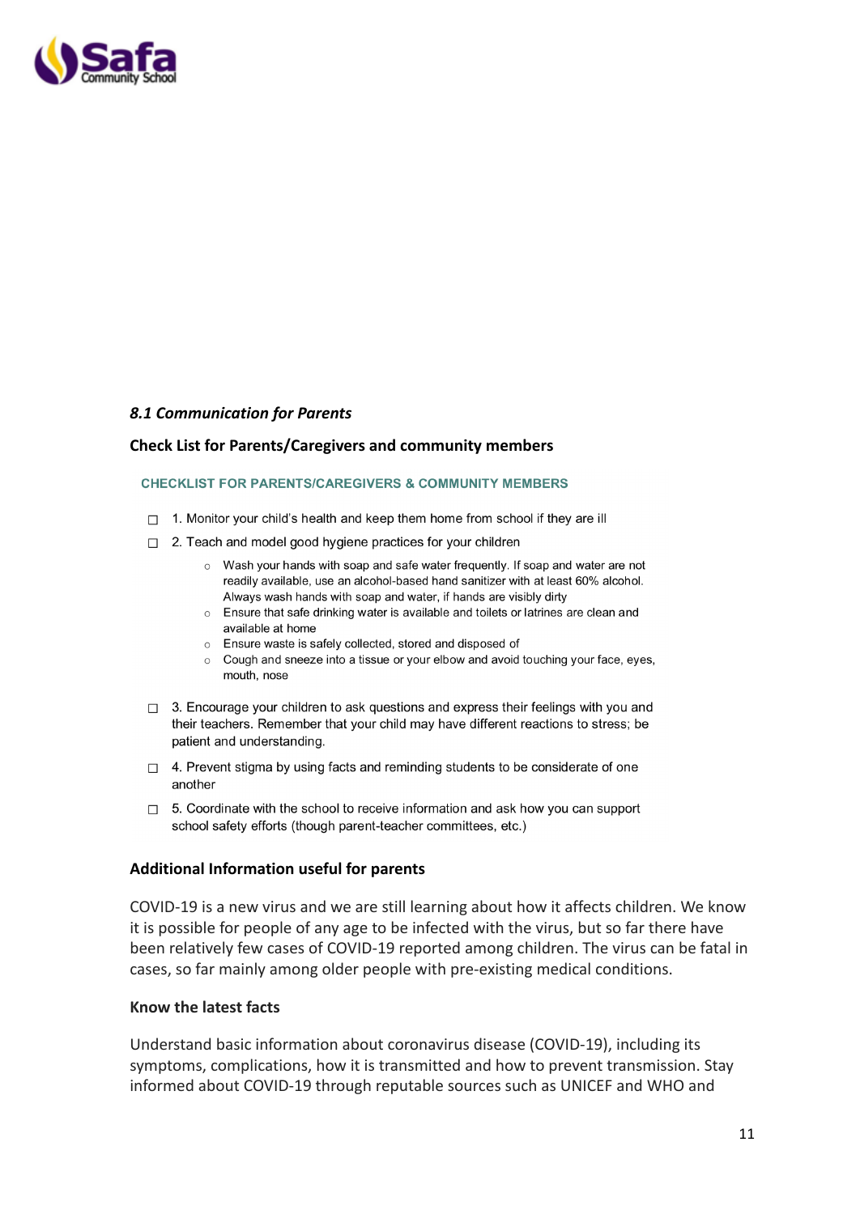*8.1 Communication for Parents*

**Check List for Parents/Caregivers and community members**

**CHECKLIST FOR PARENTS/CAREGIVERS & COMMUNITY MEMBERS**

- ☐ 1. Monitor your child's health and keep them home from school if they are ill
- ☐ 2. Teach and model good hygiene practices for your children
    - Wash your hands with soap and safe water frequently. If soap and water are not readily available, use an alcohol-based hand sanitizer with at least 60% alcohol. Always wash hands with soap and water, if hands are visibly dirty
    - Ensure that safe drinking water is available and toilets or latrines are clean and available at home
    - Ensure waste is safely collected, stored and disposed of
    - Cough and sneeze into a tissue or your elbow and avoid touching your face, eyes, mouth, nose
- ☐ 3. Encourage your children to ask questions and express their feelings with you and their teachers. Remember that your child may have different reactions to stress; be patient and understanding.
- ☐ 4. Prevent stigma by using facts and reminding students to be considerate of one another
- ☐ 5. Coordinate with the school to receive information and ask how you can support school safety efforts (though parent-teacher committees, etc.)

**Additional Information useful for parents**

COVID-19 is a new virus and we are still learning about how it affects children. We know it is possible for people of any age to be infected with the virus, but so far there have been relatively few cases of COVID-19 reported among children. The virus can be fatal in cases, so far mainly among older people with pre-existing medical conditions.

**Know the latest facts**

Understand basic information about coronavirus disease (COVID-19), including its symptoms, complications, how it is transmitted and how to prevent transmission. Stay informed about COVID-19 through reputable sources such as UNICEF and WHO and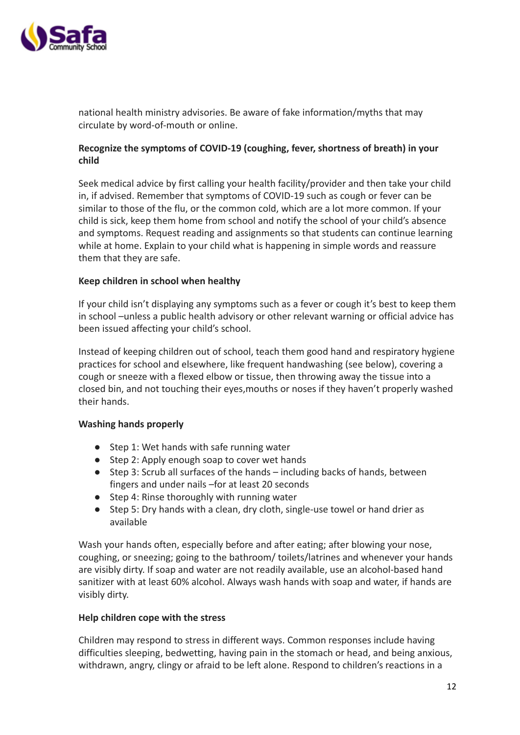national health ministry advisories. Be aware of fake information/myths that may circulate by word-of-mouth or online.

**Recognize the symptoms of COVID-19 (coughing, fever, shortness of breath) in your child**

Seek medical advice by first calling your health facility/provider and then take your child in, if advised. Remember that symptoms of COVID-19 such as cough or fever can be similar to those of the flu, or the common cold, which are a lot more common. If your child is sick, keep them home from school and notify the school of your child's absence and symptoms. Request reading and assignments so that students can continue learning while at home. Explain to your child what is happening in simple words and reassure them that they are safe.

**Keep children in school when healthy**

If your child isn't displaying any symptoms such as a fever or cough it's best to keep them in school –unless a public health advisory or other relevant warning or official advice has been issued affecting your child's school.

Instead of keeping children out of school, teach them good hand and respiratory hygiene practices for school and elsewhere, like frequent handwashing (see below), covering a cough or sneeze with a flexed elbow or tissue, then throwing away the tissue into a closed bin, and not touching their eyes,mouths or noses if they haven't properly washed their hands.

**Washing hands properly**

- Step 1: Wet hands with safe running water
- Step 2: Apply enough soap to cover wet hands
- Step 3: Scrub all surfaces of the hands – including backs of hands, between fingers and under nails –for at least 20 seconds
- Step 4: Rinse thoroughly with running water
- Step 5: Dry hands with a clean, dry cloth, single-use towel or hand drier as available

Wash your hands often, especially before and after eating; after blowing your nose, coughing, or sneezing; going to the bathroom/ toilets/latrines and whenever your hands are visibly dirty. If soap and water are not readily available, use an alcohol-based hand sanitizer with at least 60% alcohol. Always wash hands with soap and water, if hands are visibly dirty.

**Help children cope with the stress**

Children may respond to stress in different ways. Common responses include having difficulties sleeping, bedwetting, having pain in the stomach or head, and being anxious, withdrawn, angry, clingy or afraid to be left alone. Respond to children's reactions in a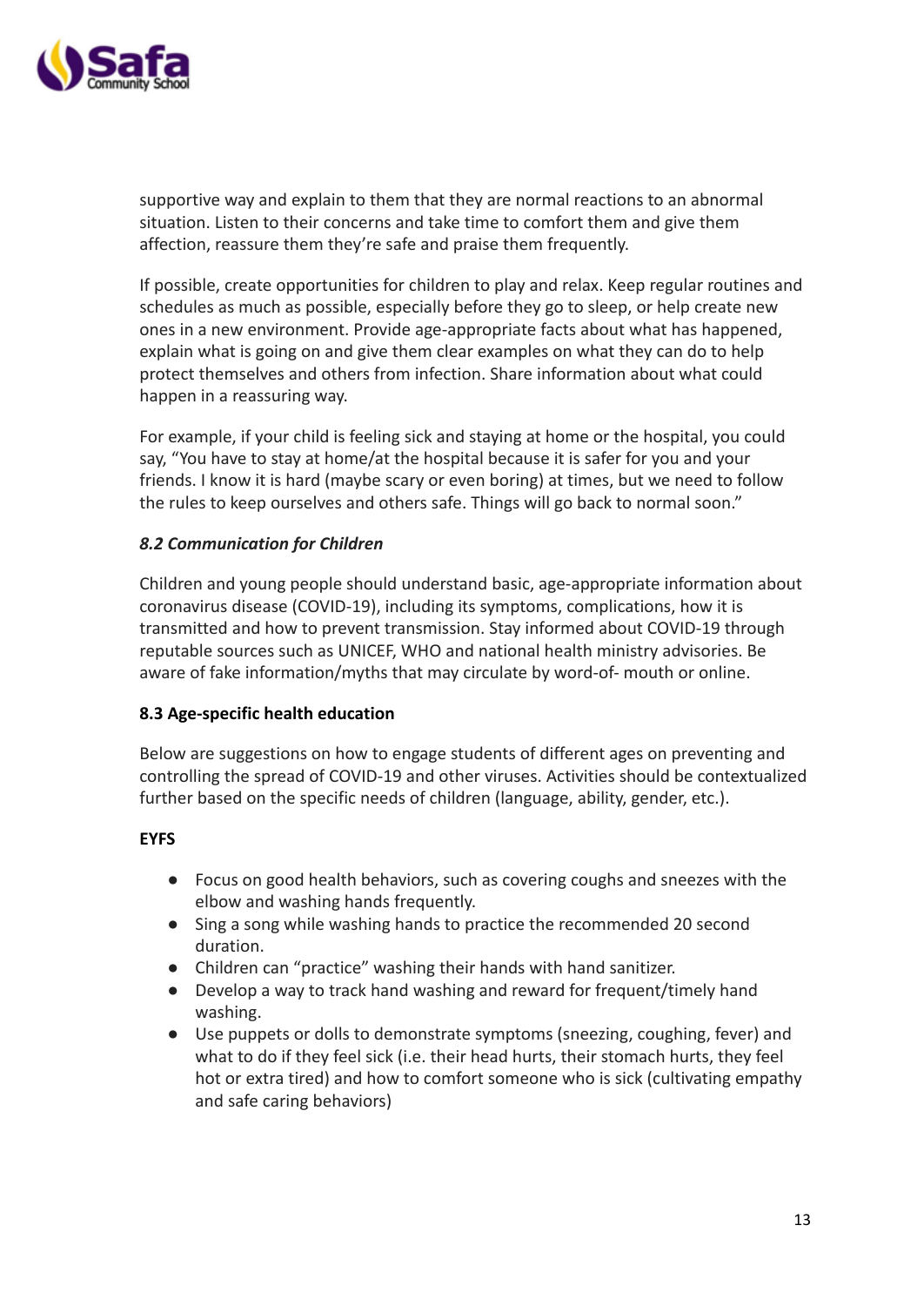supportive way and explain to them that they are normal reactions to an abnormal situation. Listen to their concerns and take time to comfort them and give them affection, reassure them they're safe and praise them frequently.

If possible, create opportunities for children to play and relax. Keep regular routines and schedules as much as possible, especially before they go to sleep, or help create new ones in a new environment. Provide age-appropriate facts about what has happened, explain what is going on and give them clear examples on what they can do to help protect themselves and others from infection. Share information about what could happen in a reassuring way.

For example, if your child is feeling sick and staying at home or the hospital, you could say, "You have to stay at home/at the hospital because it is safer for you and your friends. I know it is hard (maybe scary or even boring) at times, but we need to follow the rules to keep ourselves and others safe. Things will go back to normal soon."

### *8.2 Communication for Children*

Children and young people should understand basic, age-appropriate information about coronavirus disease (COVID-19), including its symptoms, complications, how it is transmitted and how to prevent transmission. Stay informed about COVID-19 through reputable sources such as UNICEF, WHO and national health ministry advisories. Be aware of fake information/myths that may circulate by word-of- mouth or online.

### 8.3 Age-specific health education

Below are suggestions on how to engage students of different ages on preventing and controlling the spread of COVID-19 and other viruses. Activities should be contextualized further based on the specific needs of children (language, ability, gender, etc.).

**EYFS**

- Focus on good health behaviors, such as covering coughs and sneezes with the elbow and washing hands frequently.
- Sing a song while washing hands to practice the recommended 20 second duration.
- Children can "practice" washing their hands with hand sanitizer.
- Develop a way to track hand washing and reward for frequent/timely hand washing.
- Use puppets or dolls to demonstrate symptoms (sneezing, coughing, fever) and what to do if they feel sick (i.e. their head hurts, their stomach hurts, they feel hot or extra tired) and how to comfort someone who is sick (cultivating empathy and safe caring behaviors)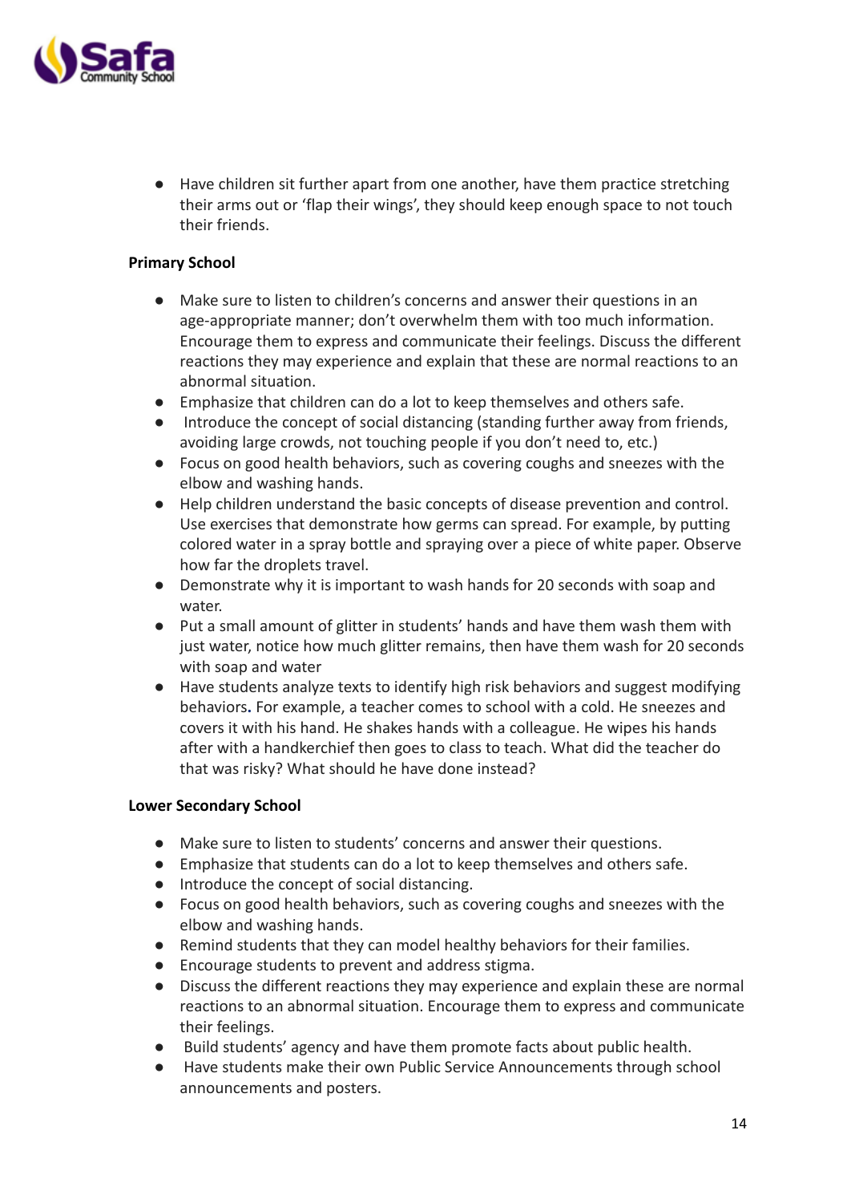- Have children sit further apart from one another, have them practice stretching their arms out or 'flap their wings', they should keep enough space to not touch their friends.

**Primary School**

- Make sure to listen to children's concerns and answer their questions in an age-appropriate manner; don't overwhelm them with too much information. Encourage them to express and communicate their feelings. Discuss the different reactions they may experience and explain that these are normal reactions to an abnormal situation.
- Emphasize that children can do a lot to keep themselves and others safe.
- Introduce the concept of social distancing (standing further away from friends, avoiding large crowds, not touching people if you don't need to, etc.)
- Focus on good health behaviors, such as covering coughs and sneezes with the elbow and washing hands.
- Help children understand the basic concepts of disease prevention and control. Use exercises that demonstrate how germs can spread. For example, by putting colored water in a spray bottle and spraying over a piece of white paper. Observe how far the droplets travel.
- Demonstrate why it is important to wash hands for 20 seconds with soap and water.
- Put a small amount of glitter in students' hands and have them wash them with just water, notice how much glitter remains, then have them wash for 20 seconds with soap and water
- Have students analyze texts to identify high risk behaviors and suggest modifying behaviors. For example, a teacher comes to school with a cold. He sneezes and covers it with his hand. He shakes hands with a colleague. He wipes his hands after with a handkerchief then goes to class to teach. What did the teacher do that was risky? What should he have done instead?

**Lower Secondary School**

- Make sure to listen to students' concerns and answer their questions.
- Emphasize that students can do a lot to keep themselves and others safe.
- Introduce the concept of social distancing.
- Focus on good health behaviors, such as covering coughs and sneezes with the elbow and washing hands.
- Remind students that they can model healthy behaviors for their families.
- Encourage students to prevent and address stigma.
- Discuss the different reactions they may experience and explain these are normal reactions to an abnormal situation. Encourage them to express and communicate their feelings.
- Build students' agency and have them promote facts about public health.
- Have students make their own Public Service Announcements through school announcements and posters.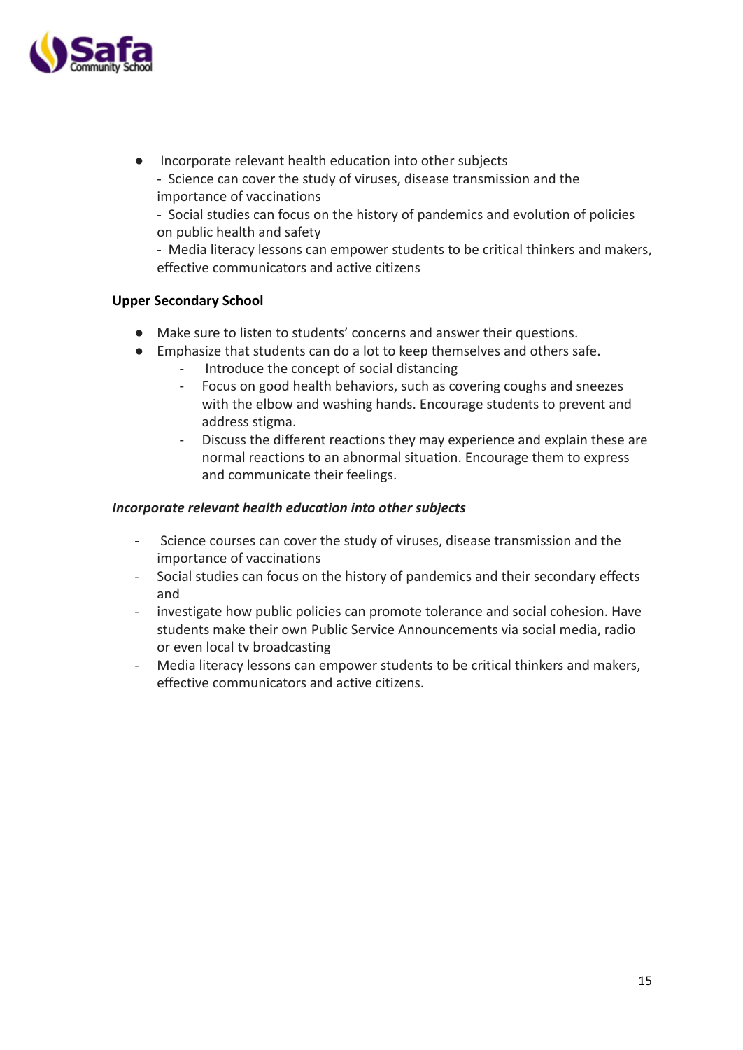- Incorporate relevant health education into other subjects
  - Science can cover the study of viruses, disease transmission and the importance of vaccinations
  - Social studies can focus on the history of pandemics and evolution of policies on public health and safety
  - Media literacy lessons can empower students to be critical thinkers and makers, effective communicators and active citizens

**Upper Secondary School**

- Make sure to listen to students' concerns and answer their questions.
- Emphasize that students can do a lot to keep themselves and others safe.
  - Introduce the concept of social distancing
  - Focus on good health behaviors, such as covering coughs and sneezes with the elbow and washing hands. Encourage students to prevent and address stigma.
  - Discuss the different reactions they may experience and explain these are normal reactions to an abnormal situation. Encourage them to express and communicate their feelings.

***Incorporate relevant health education into other subjects***

- Science courses can cover the study of viruses, disease transmission and the importance of vaccinations
- Social studies can focus on the history of pandemics and their secondary effects and
- investigate how public policies can promote tolerance and social cohesion. Have students make their own Public Service Announcements via social media, radio or even local tv broadcasting
- Media literacy lessons can empower students to be critical thinkers and makers, effective communicators and active citizens.